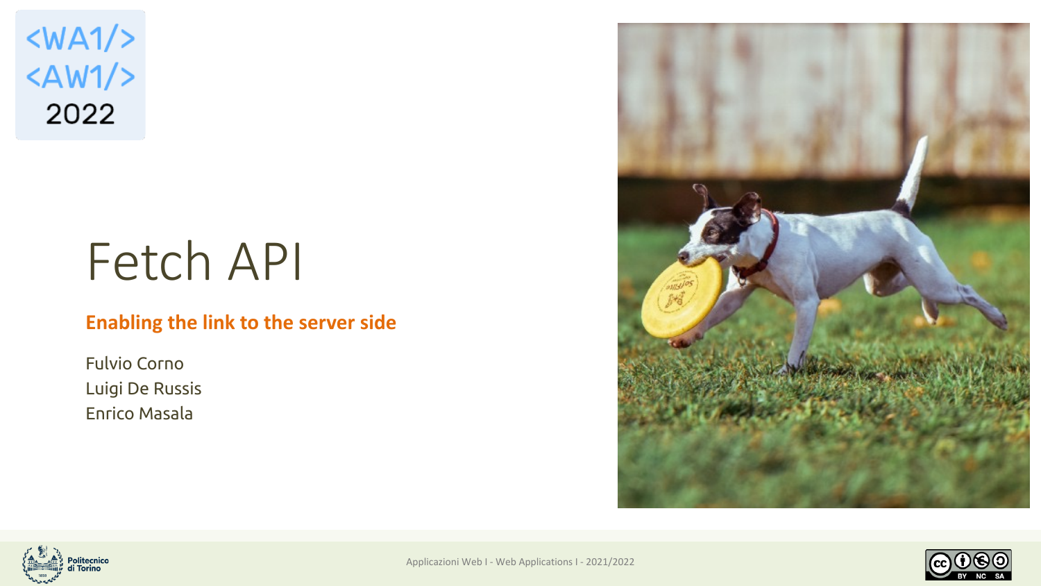<WA1/>
<AW1/>
2022

# Fetch API

**Enabling the link to the server side**

Fulvio Corno
Luigi De Russis
Enrico Masala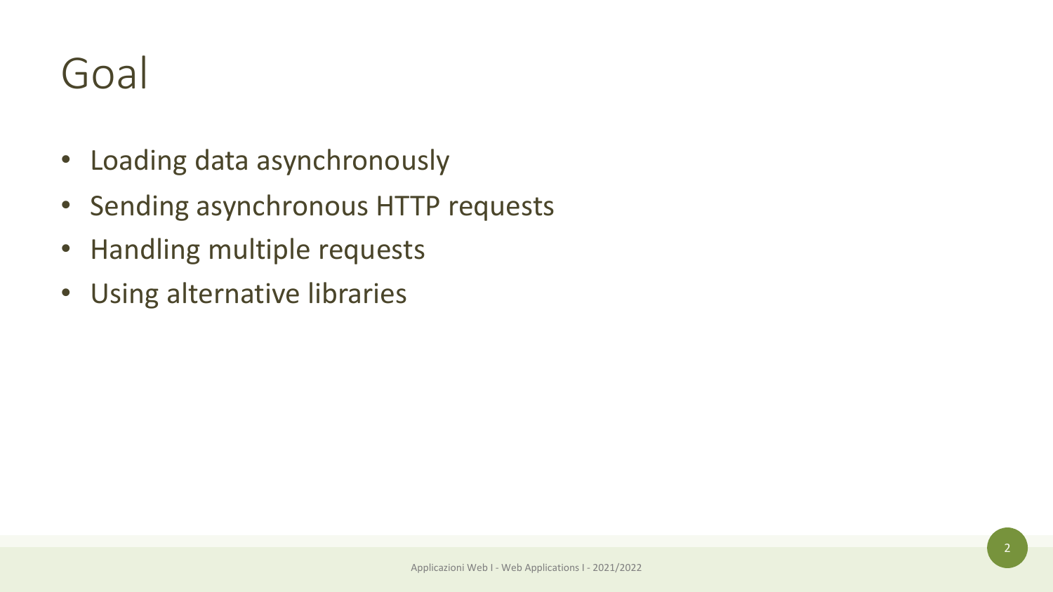# Goal

- Loading data asynchronously
- Sending asynchronous HTTP requests
- Handling multiple requests
- Using alternative libraries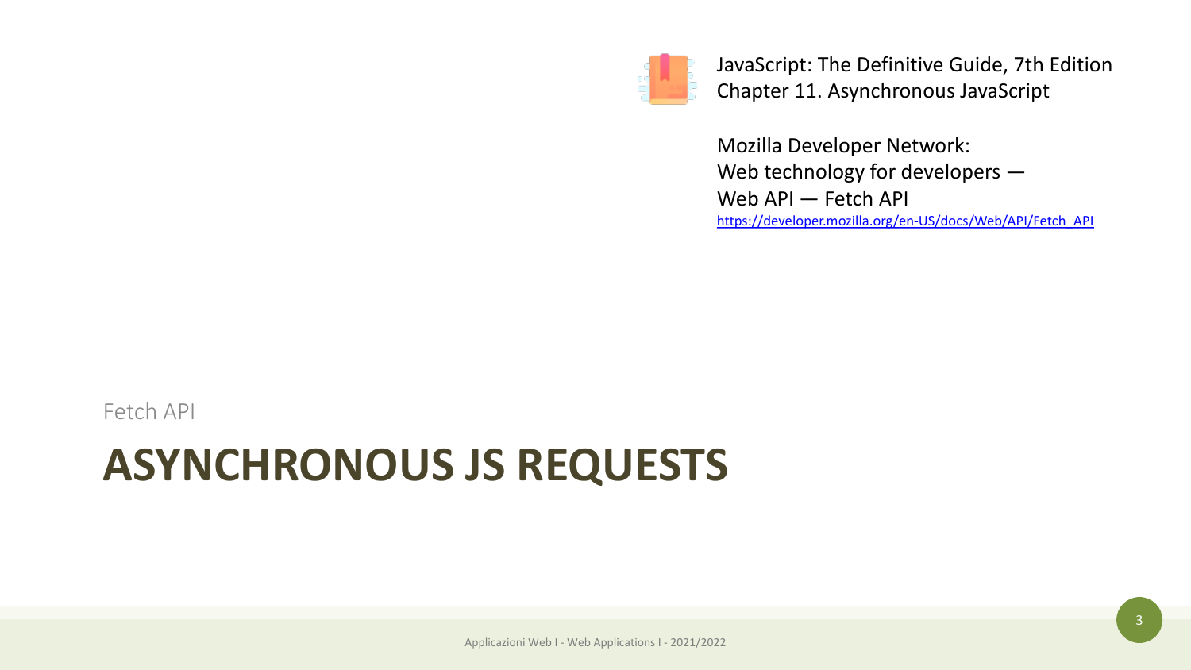JavaScript: The Definitive Guide, 7th Edition
Chapter 11. Asynchronous JavaScript

Mozilla Developer Network:
Web technology for developers —
Web API — Fetch API
https://developer.mozilla.org/en-US/docs/Web/API/Fetch_API

Fetch API

# ASYNCHRONOUS JS REQUESTS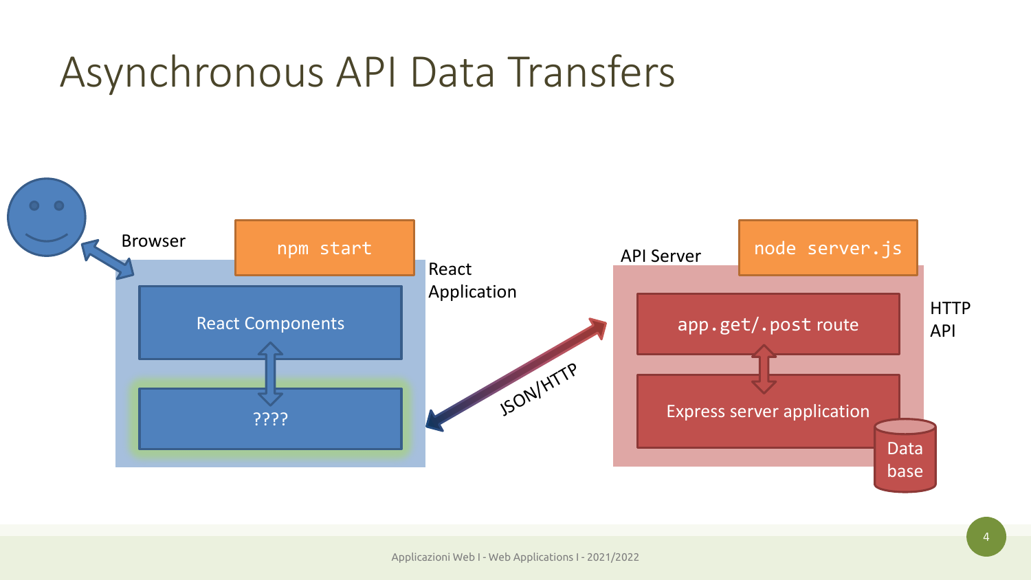# Asynchronous API Data Transfers

Browser

`npm start`

React Application

React Components

????

JSON/HTTP

API Server

`node server.js`

HTTP API

`app.get`/`.post` route

Express server application

Data base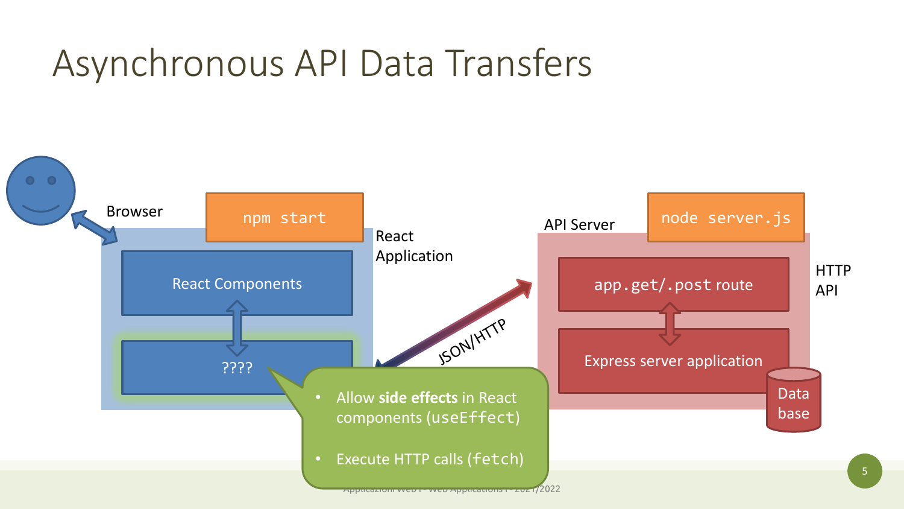# Asynchronous API Data Transfers

Browser

`npm start`

React Application

React Components

????

JSON/HTTP

API Server

`node server.js`

HTTP API

`app.get`/`.post` route

Express server application

Data base

- Allow **side effects** in React components (`useEffect`)
- Execute HTTP calls (`fetch`)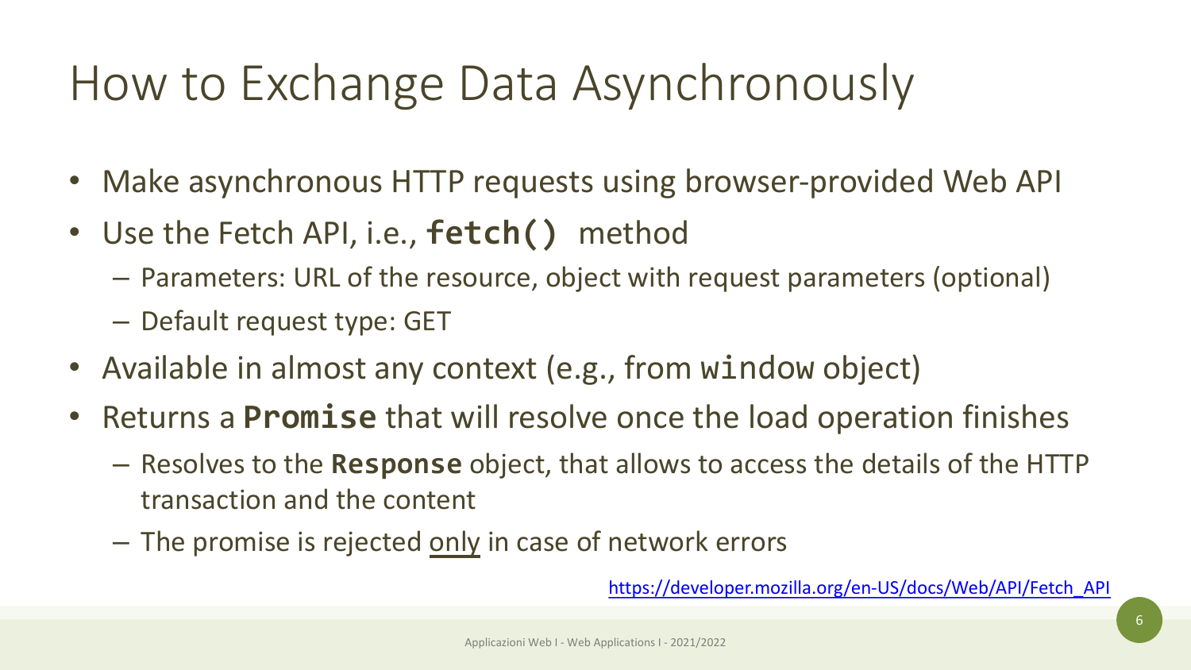# How to Exchange Data Asynchronously

- Make asynchronous HTTP requests using browser-provided Web API
- Use the Fetch API, i.e., **`fetch()`** method
  - Parameters: URL of the resource, object with request parameters (optional)
  - Default request type: GET
- Available in almost any context (e.g., from `window` object)
- Returns a **`Promise`** that will resolve once the load operation finishes
  - Resolves to the **`Response`** object, that allows to access the details of the HTTP transaction and the content
  - The promise is rejected <u>only</u> in case of network errors

https://developer.mozilla.org/en-US/docs/Web/API/Fetch_API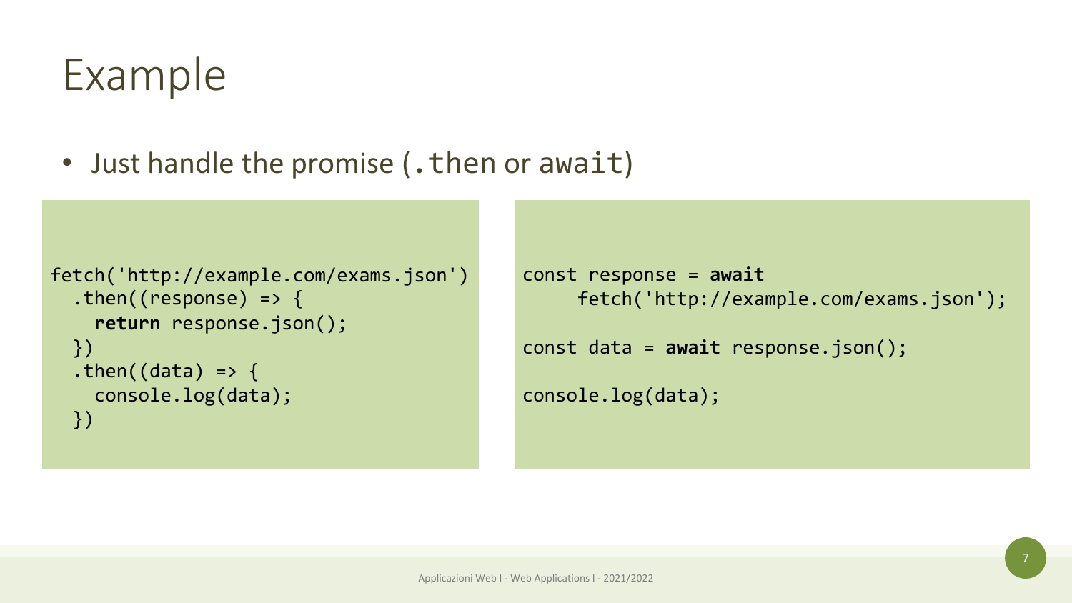# Example

- Just handle the promise (`.then` or `await`)

```
fetch('http://example.com/exams.json')
  .then((response) => {
    return response.json();
  })
  .then((data) => {
    console.log(data);
  })
```

```
const response = await
     fetch('http://example.com/exams.json');

const data = await response.json();

console.log(data);
```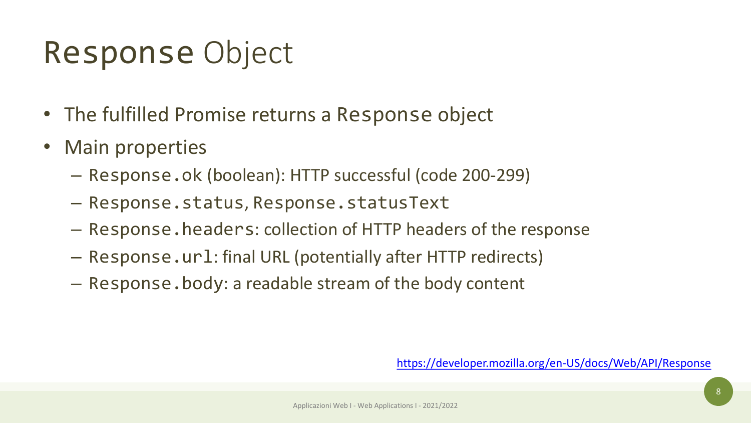# `Response` Object

- The fulfilled Promise returns a `Response` object
- Main properties
  - `Response.ok` (boolean): HTTP successful (code 200-299)
  - `Response.status`, `Response.statusText`
  - `Response.headers`: collection of HTTP headers of the response
  - `Response.url`: final URL (potentially after HTTP redirects)
  - `Response.body`: a readable stream of the body content

https://developer.mozilla.org/en-US/docs/Web/API/Response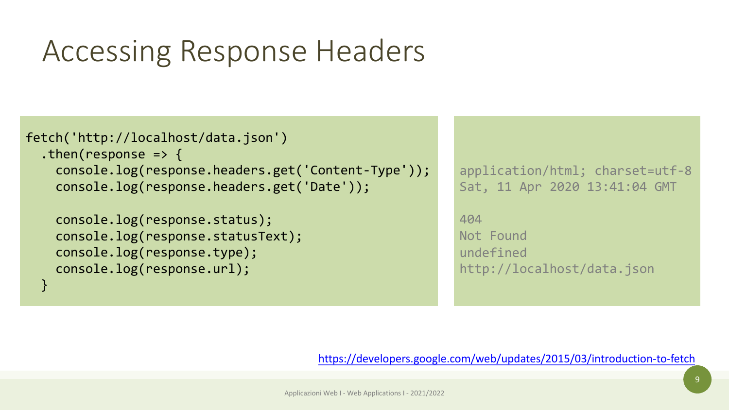# Accessing Response Headers

```
fetch('http://localhost/data.json')
  .then(response => {
    console.log(response.headers.get('Content-Type'));
    console.log(response.headers.get('Date'));

    console.log(response.status);
    console.log(response.statusText);
    console.log(response.type);
    console.log(response.url);
  }
```

```
application/html; charset=utf-8
Sat, 11 Apr 2020 13:41:04 GMT

404
Not Found
undefined
http://localhost/data.json
```

https://developers.google.com/web/updates/2015/03/introduction-to-fetch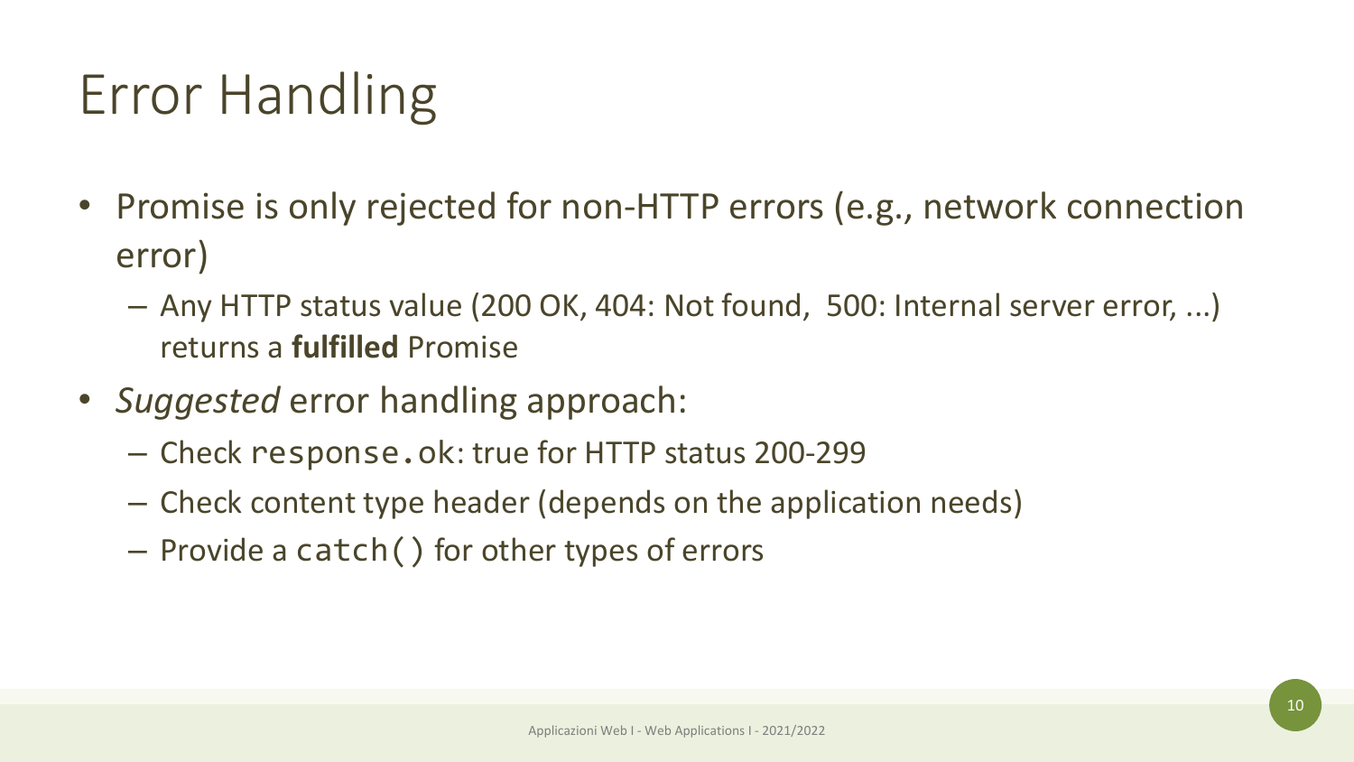# Error Handling

- Promise is only rejected for non-HTTP errors (e.g., network connection error)
  - Any HTTP status value (200 OK, 404: Not found, 500: Internal server error, ...) returns a **fulfilled** Promise
- *Suggested* error handling approach:
  - Check `response.ok`: true for HTTP status 200-299
  - Check content type header (depends on the application needs)
  - Provide a `catch()` for other types of errors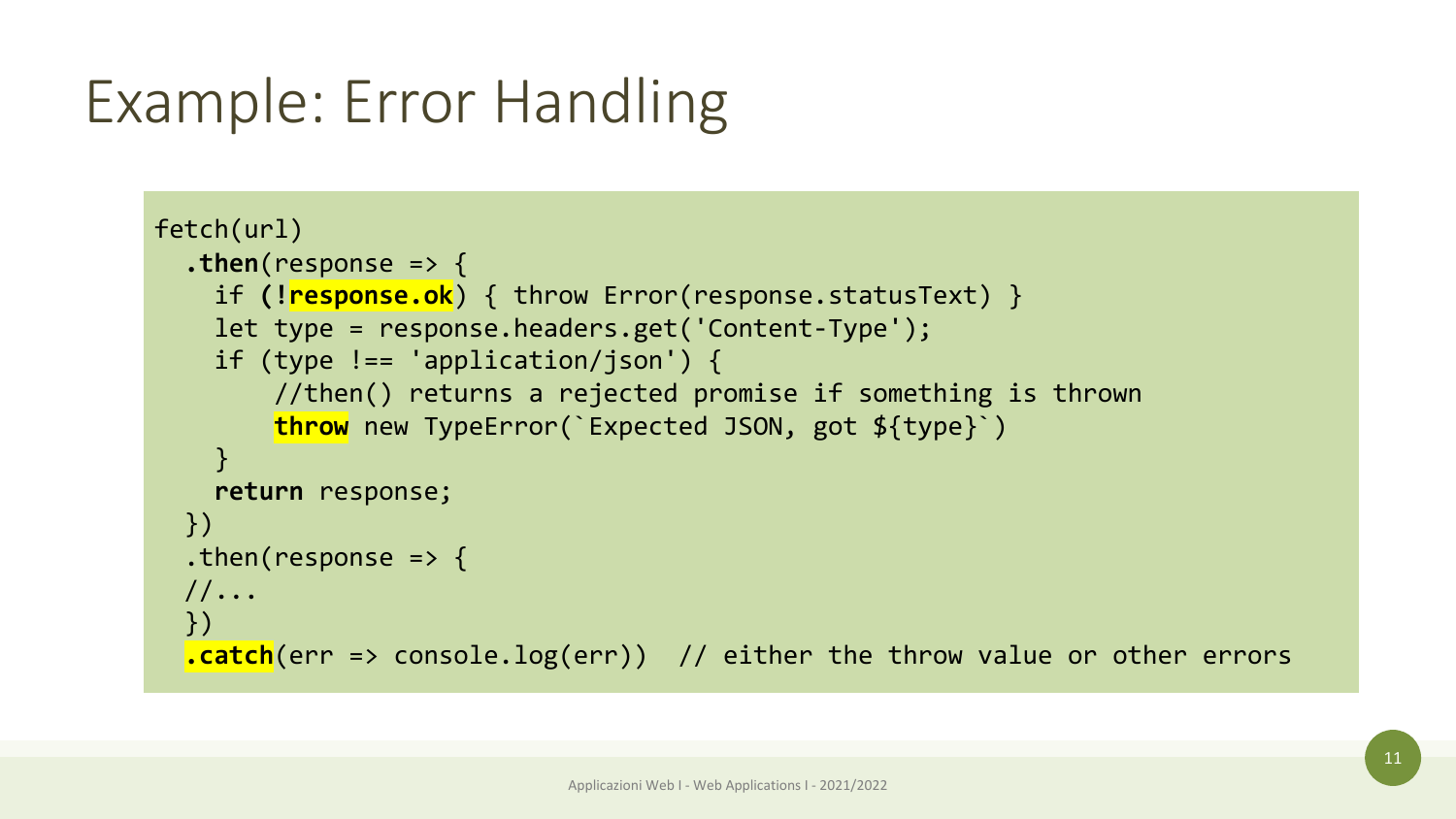# Example: Error Handling

```
fetch(url)
  .then(response => {
    if (!response.ok) { throw Error(response.statusText) }
    let type = response.headers.get('Content-Type');
    if (type !== 'application/json') {
        //then() returns a rejected promise if something is thrown
        throw new TypeError(`Expected JSON, got ${type}`)
    }
    return response;
  })
  .then(response => {
  //...
  })
  .catch(err => console.log(err))  // either the throw value or other errors
```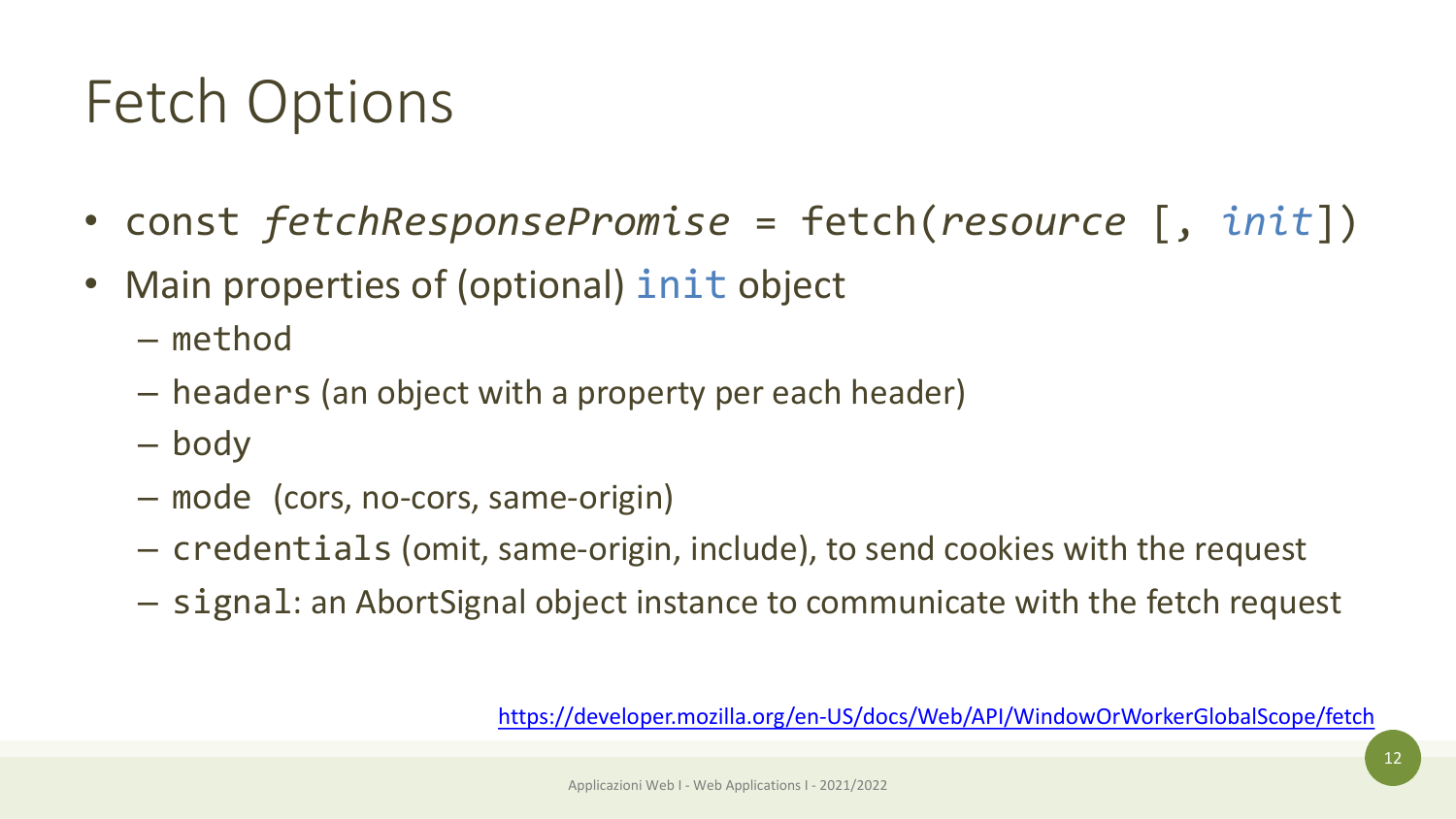# Fetch Options

- `const` *`fetchResponsePromise`* `= fetch(`*`resource`* `[,` *`init`*`])`
- Main properties of (optional) `init` object
  - `method`
  - `headers` (an object with a property per each header)
  - `body`
  - `mode` (cors, no-cors, same-origin)
  - `credentials` (omit, same-origin, include), to send cookies with the request
  - `signal`: an AbortSignal object instance to communicate with the fetch request

https://developer.mozilla.org/en-US/docs/Web/API/WindowOrWorkerGlobalScope/fetch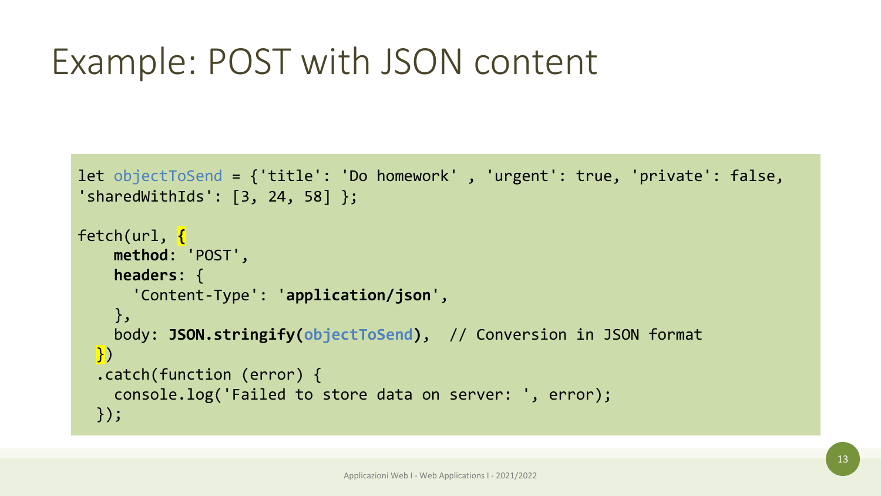# Example: POST with JSON content

```
let objectToSend = {'title': 'Do homework' , 'urgent': true, 'private': false,
'sharedWithIds': [3, 24, 58] };

fetch(url, {
    method: 'POST',
    headers: {
      'Content-Type': 'application/json',
    },
    body: JSON.stringify(objectToSend),  // Conversion in JSON format
  })
  .catch(function (error) {
    console.log('Failed to store data on server: ', error);
  });
```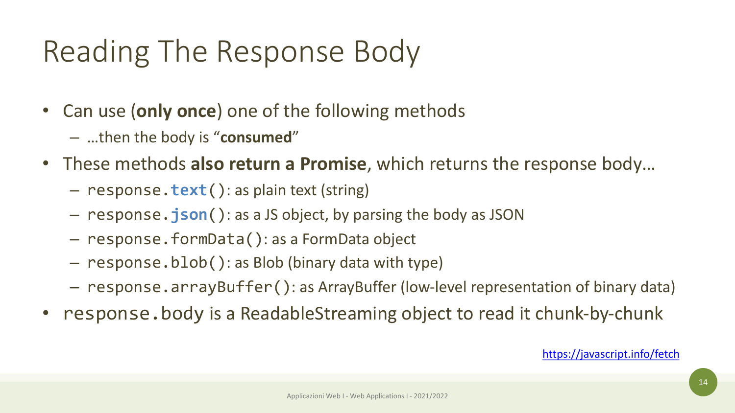# Reading The Response Body

- Can use (**only once**) one of the following methods
  - …then the body is "**consumed**"
- These methods **also return a Promise**, which returns the response body…
  - `response.`**`text`**`()`: as plain text (string)
  - `response.`**`json`**`()`: as a JS object, by parsing the body as JSON
  - `response.formData()`: as a FormData object
  - `response.blob()`: as Blob (binary data with type)
  - `response.arrayBuffer()`: as ArrayBuffer (low-level representation of binary data)
- `response.body` is a ReadableStreaming object to read it chunk-by-chunk

https://javascript.info/fetch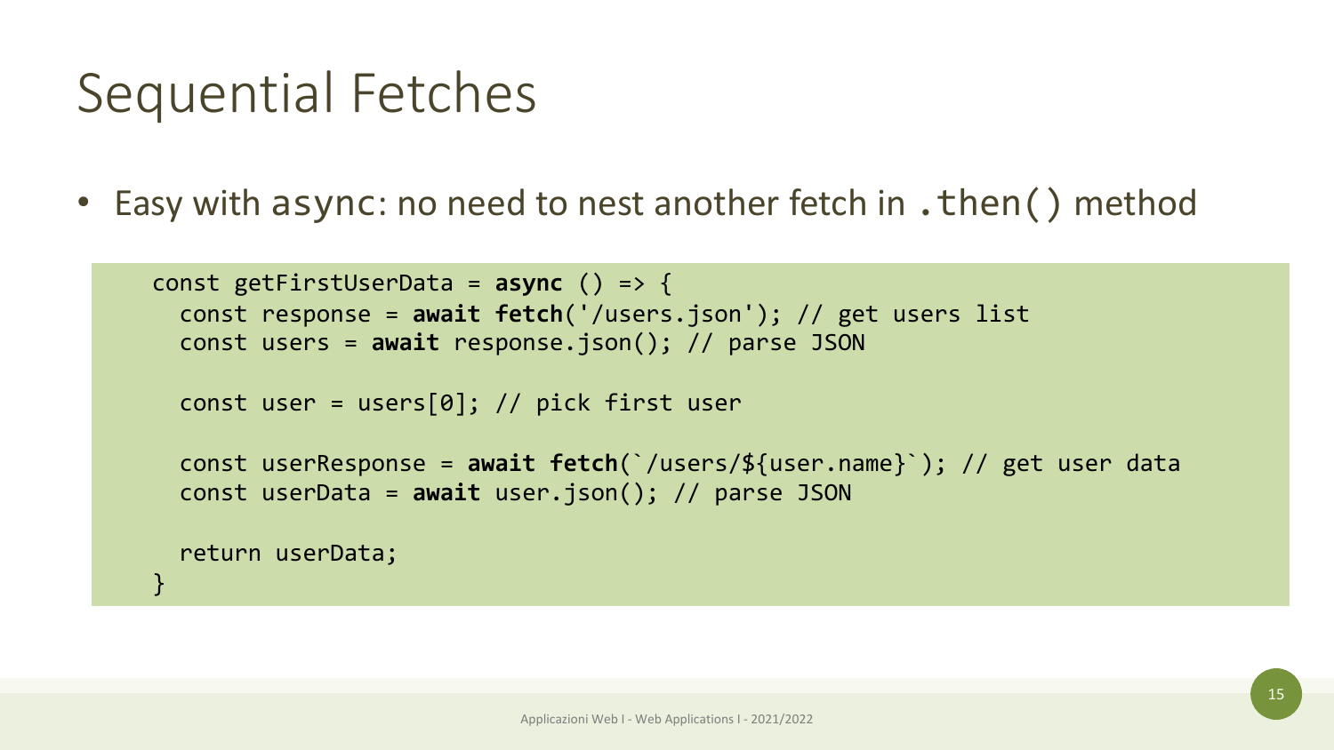# Sequential Fetches

- Easy with `async`: no need to nest another fetch in `.then()` method

```
const getFirstUserData = async () => {
  const response = await fetch('/users.json'); // get users list
  const users = await response.json(); // parse JSON

  const user = users[0]; // pick first user

  const userResponse = await fetch(`/users/${user.name}`); // get user data
  const userData = await user.json(); // parse JSON

  return userData;
}
```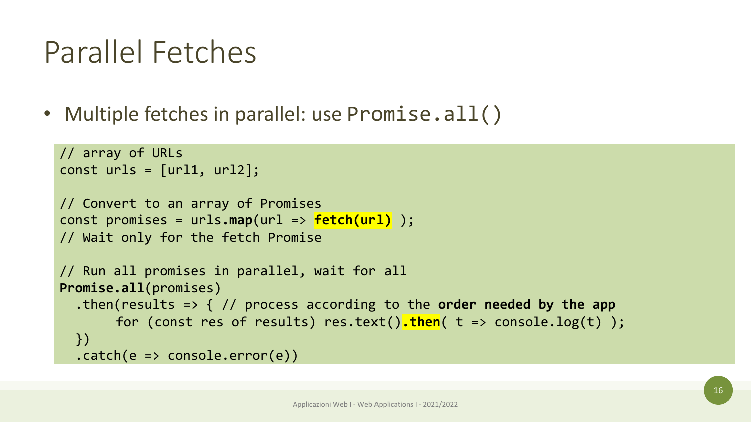# Parallel Fetches

- Multiple fetches in parallel: use `Promise.all()`

```
// array of URLs
const urls = [url1, url2];

// Convert to an array of Promises
const promises = urls.map(url => fetch(url) );
// Wait only for the fetch Promise

// Run all promises in parallel, wait for all
Promise.all(promises)
  .then(results => { // process according to the order needed by the app
       for (const res of results) res.text().then( t => console.log(t) );
  })
  .catch(e => console.error(e))
```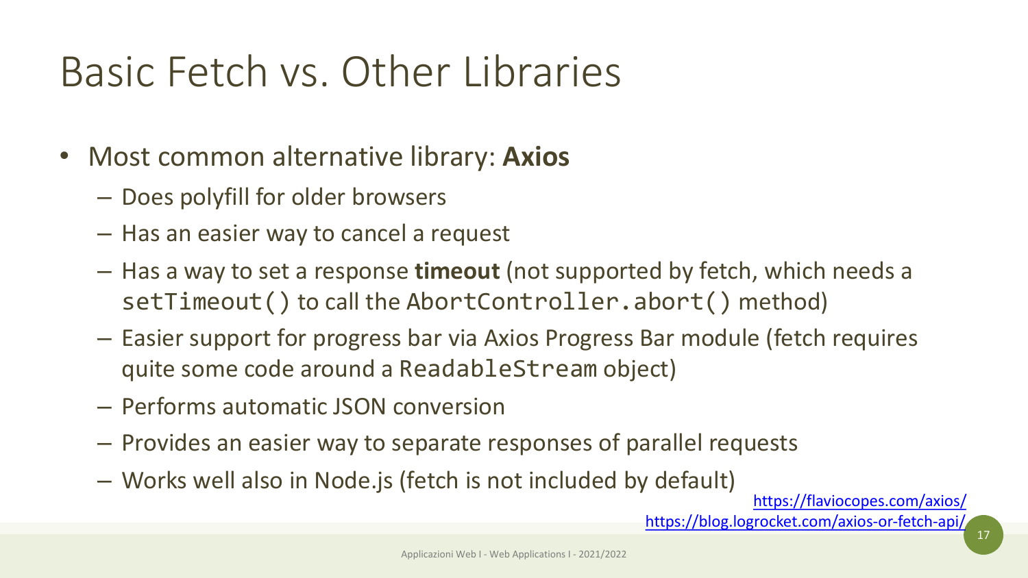# Basic Fetch vs. Other Libraries

- Most common alternative library: **Axios**
  - Does polyfill for older browsers
  - Has an easier way to cancel a request
  - Has a way to set a response **timeout** (not supported by fetch, which needs a `setTimeout()` to call the `AbortController.abort()` method)
  - Easier support for progress bar via Axios Progress Bar module (fetch requires quite some code around a `ReadableStream` object)
  - Performs automatic JSON conversion
  - Provides an easier way to separate responses of parallel requests
  - Works well also in Node.js (fetch is not included by default)

https://flaviocopes.com/axios/

https://blog.logrocket.com/axios-or-fetch-api/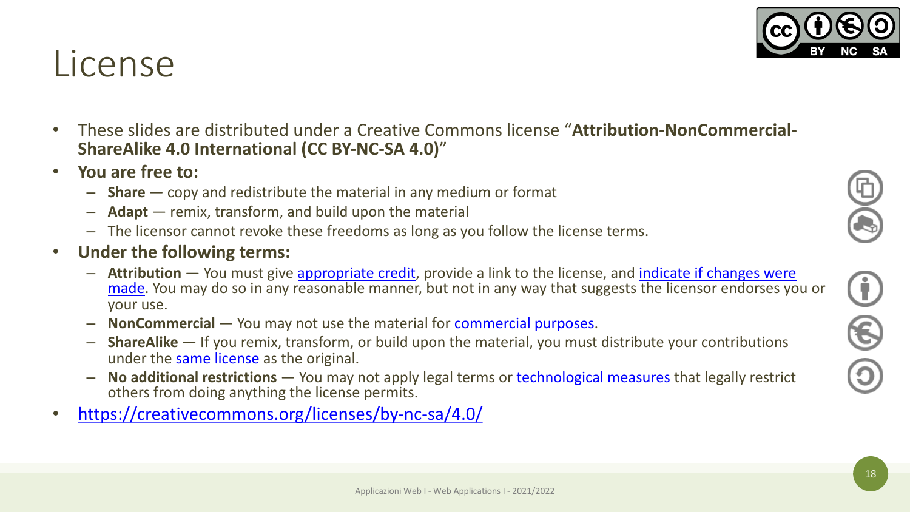# License

- These slides are distributed under a Creative Commons license "**Attribution-NonCommercial-ShareAlike 4.0 International (CC BY-NC-SA 4.0)**"
- **You are free to:**
  - **Share** — copy and redistribute the material in any medium or format
  - **Adapt** — remix, transform, and build upon the material
  - The licensor cannot revoke these freedoms as long as you follow the license terms.
- **Under the following terms:**
  - **Attribution** — You must give appropriate credit, provide a link to the license, and indicate if changes were made. You may do so in any reasonable manner, but not in any way that suggests the licensor endorses you or your use.
  - **NonCommercial** — You may not use the material for commercial purposes.
  - **ShareAlike** — If you remix, transform, or build upon the material, you must distribute your contributions under the same license as the original.
  - **No additional restrictions** — You may not apply legal terms or technological measures that legally restrict others from doing anything the license permits.
- https://creativecommons.org/licenses/by-nc-sa/4.0/